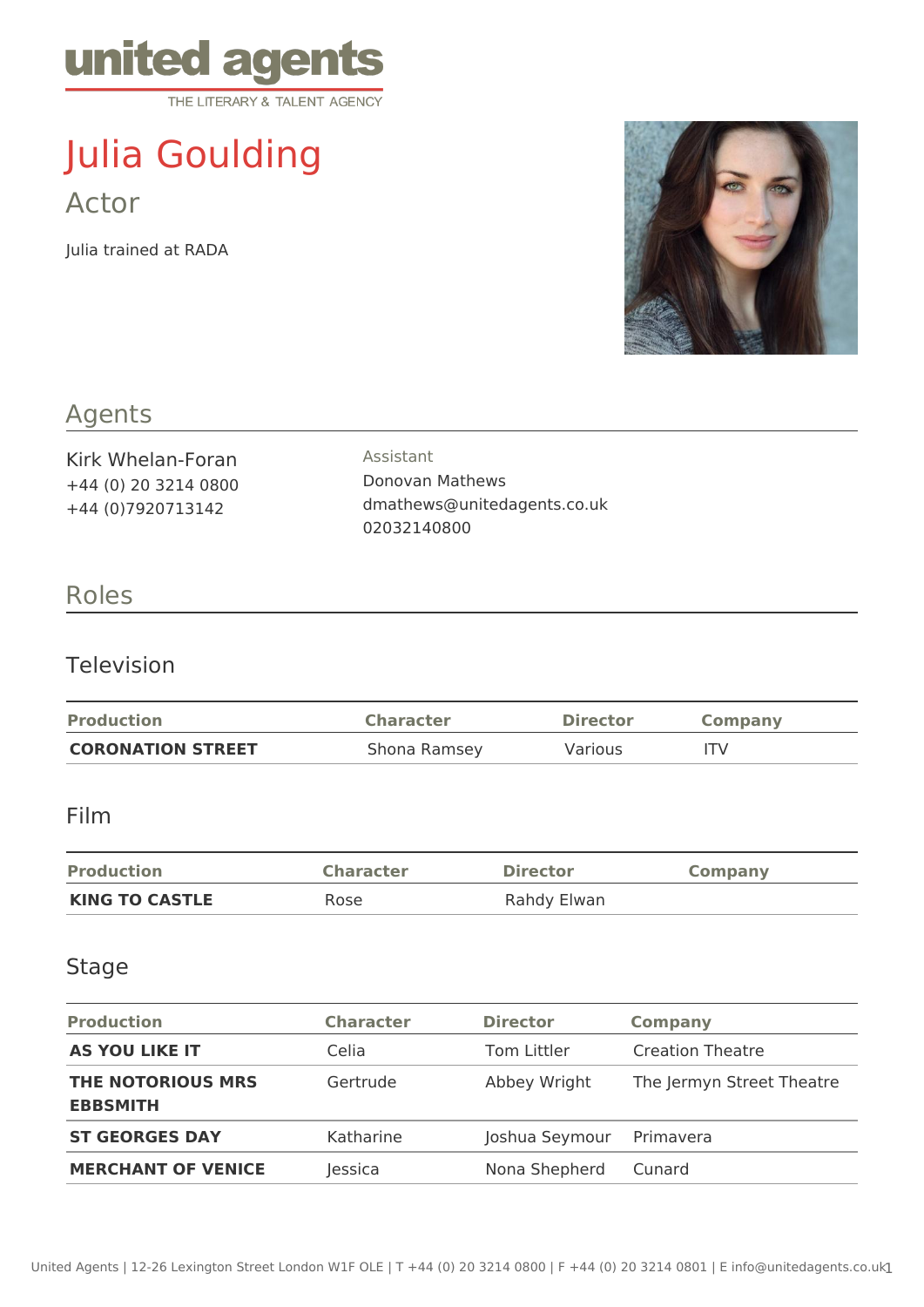united agents
THE LITERARY & TALENT AGENCY

# Julia Goulding

## Actor

Julia trained at RADA

## Agents

Kirk Whelan-Foran
+44 (0) 20 3214 0800
+44 (0)7920713142

Assistant
Donovan Mathews
dmathews@unitedagents.co.uk
02032140800

## Roles

### Television

| Production | Character | Director | Company |
|---|---|---|---|
| **CORONATION STREET** | Shona Ramsey | Various | ITV |

### Film

| Production | Character | Director | Company |
|---|---|---|---|
| **KING TO CASTLE** | Rose | Rahdy Elwan | |

### Stage

| Production | Character | Director | Company |
|---|---|---|---|
| **AS YOU LIKE IT** | Celia | Tom Littler | Creation Theatre |
| **THE NOTORIOUS MRS EBBSMITH** | Gertrude | Abbey Wright | The Jermyn Street Theatre |
| **ST GEORGES DAY** | Katharine | Joshua Seymour | Primavera |
| **MERCHANT OF VENICE** | Jessica | Nona Shepherd | Cunard |

United Agents | 12-26 Lexington Street London W1F OLE | T +44 (0) 20 3214 0800 | F +44 (0) 20 3214 0801 | E info@unitedagents.co.uk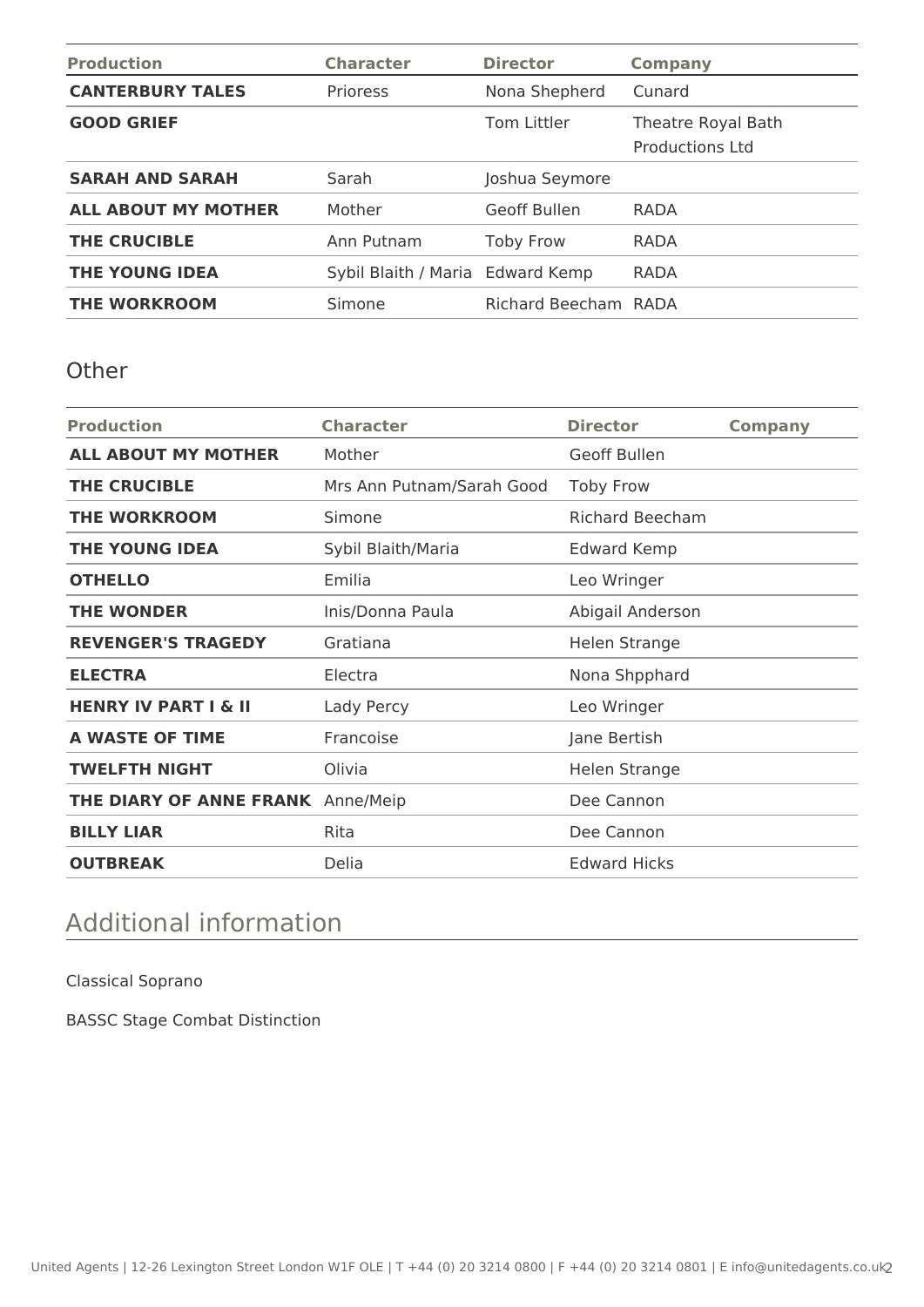| Production | Character | Director | Company |
|---|---|---|---|
| **CANTERBURY TALES** | Prioress | Nona Shepherd | Cunard |
| **GOOD GRIEF** | | Tom Littler | Theatre Royal Bath Productions Ltd |
| **SARAH AND SARAH** | Sarah | Joshua Seymore | |
| **ALL ABOUT MY MOTHER** | Mother | Geoff Bullen | RADA |
| **THE CRUCIBLE** | Ann Putnam | Toby Frow | RADA |
| **THE YOUNG IDEA** | Sybil Blaith / Maria | Edward Kemp | RADA |
| **THE WORKROOM** | Simone | Richard Beecham | RADA |

## Other

| Production | Character | Director | Company |
|---|---|---|---|
| **ALL ABOUT MY MOTHER** | Mother | Geoff Bullen | |
| **THE CRUCIBLE** | Mrs Ann Putnam/Sarah Good | Toby Frow | |
| **THE WORKROOM** | Simone | Richard Beecham | |
| **THE YOUNG IDEA** | Sybil Blaith/Maria | Edward Kemp | |
| **OTHELLO** | Emilia | Leo Wringer | |
| **THE WONDER** | Inis/Donna Paula | Abigail Anderson | |
| **REVENGER'S TRAGEDY** | Gratiana | Helen Strange | |
| **ELECTRA** | Electra | Nona Shpphard | |
| **HENRY IV PART I & II** | Lady Percy | Leo Wringer | |
| **A WASTE OF TIME** | Francoise | Jane Bertish | |
| **TWELFTH NIGHT** | Olivia | Helen Strange | |
| **THE DIARY OF ANNE FRANK** | Anne/Meip | Dee Cannon | |
| **BILLY LIAR** | Rita | Dee Cannon | |
| **OUTBREAK** | Delia | Edward Hicks | |

## Additional information

Classical Soprano

BASSC Stage Combat Distinction